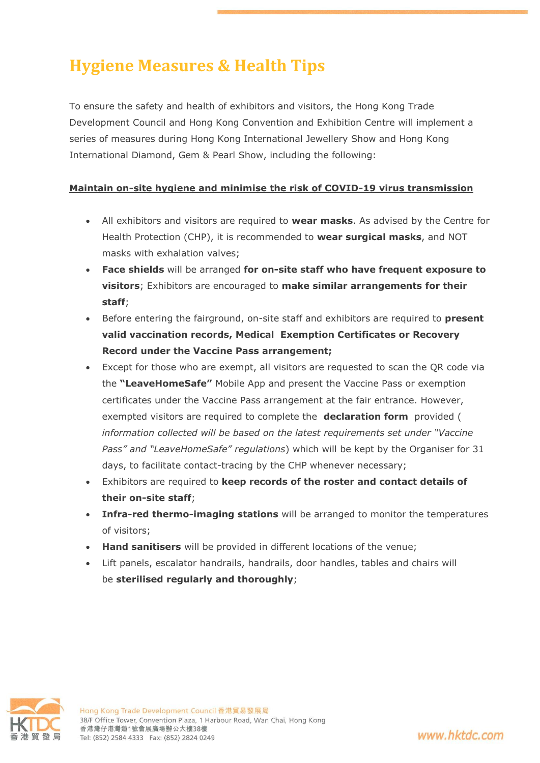# Hygiene Measures & Health Tips

To ensure the safety and health of exhibitors and visitors, the Hong Kong Trade Development Council and Hong Kong Convention and Exhibition Centre will implement a series of measures during Hong Kong International Jewellery Show and Hong Kong International Diamond, Gem & Pearl Show, including the following:

**Maintain on-site hygiene and minimise the risk of COVID-19 virus transmission**

- All exhibitors and visitors are required to **wear masks**. As advised by the Centre for Health Protection (CHP), it is recommended to **wear surgical masks**, and NOT masks with exhalation valves;
- **Face shields** will be arranged **for on-site staff who have frequent exposure to visitors**; Exhibitors are encouraged to **make similar arrangements for their staff**;
- Before entering the fairground, on-site staff and exhibitors are required to **present valid vaccination records, Medical Exemption Certificates or Recovery Record under the Vaccine Pass arrangement;**
- Except for those who are exempt, all visitors are requested to scan the QR code via the **"LeaveHomeSafe"** Mobile App and present the Vaccine Pass or exemption certificates under the Vaccine Pass arrangement at the fair entrance. However, exempted visitors are required to complete the **declaration form** provided (*information collected will be based on the latest requirements set under "Vaccine Pass" and "LeaveHomeSafe" regulations*) which will be kept by the Organiser for 31 days, to facilitate contact-tracing by the CHP whenever necessary;
- Exhibitors are required to **keep records of the roster and contact details of their on-site staff**;
- **Infra-red thermo-imaging stations** will be arranged to monitor the temperatures of visitors;
- **Hand sanitisers** will be provided in different locations of the venue;
- Lift panels, escalator handrails, handrails, door handles, tables and chairs will be **sterilised regularly and thoroughly**;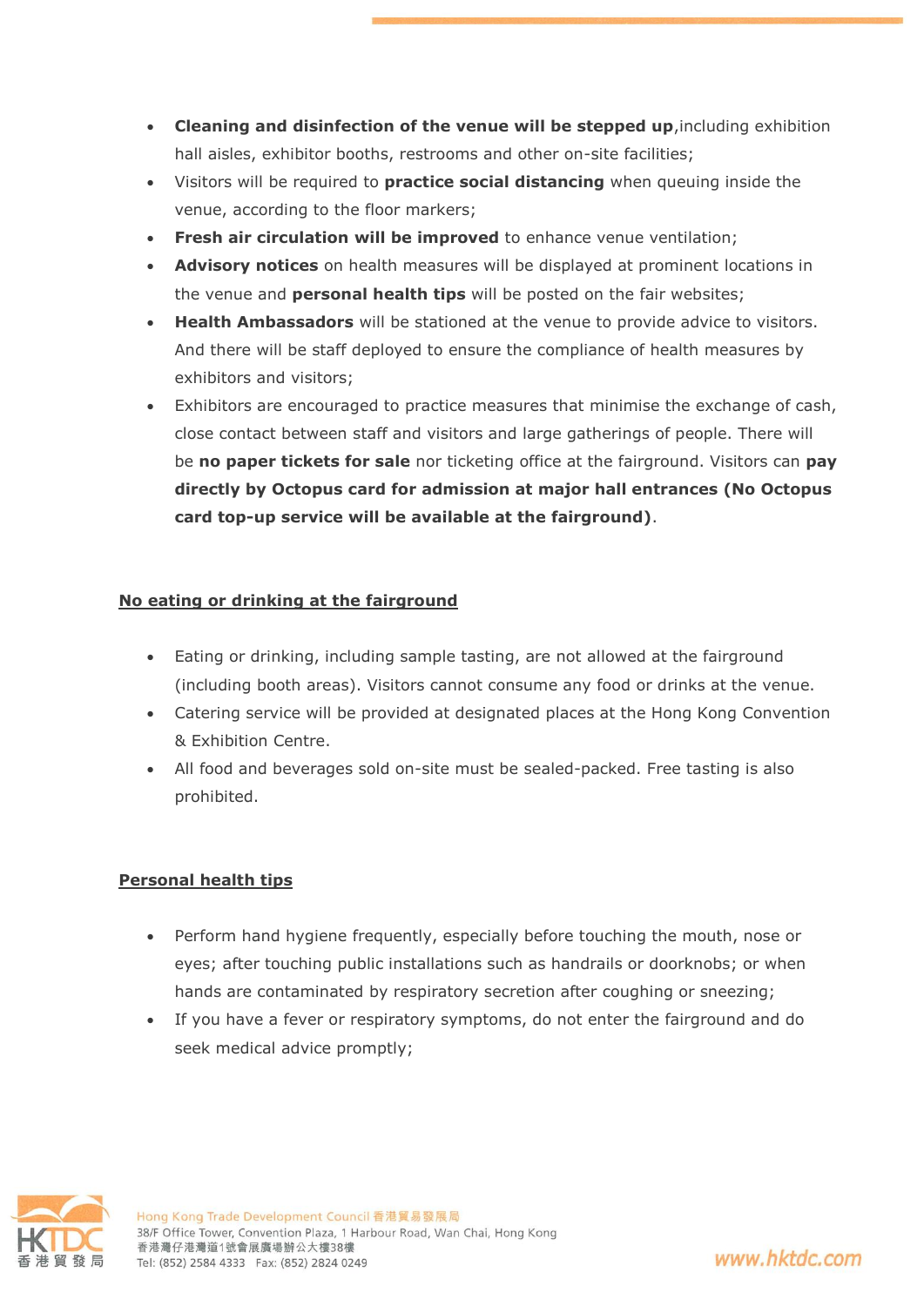- **Cleaning and disinfection of the venue will be stepped up**,including exhibition hall aisles, exhibitor booths, restrooms and other on-site facilities;
- Visitors will be required to **practice social distancing** when queuing inside the venue, according to the floor markers;
- **Fresh air circulation will be improved** to enhance venue ventilation;
- **Advisory notices** on health measures will be displayed at prominent locations in the venue and **personal health tips** will be posted on the fair websites;
- **Health Ambassadors** will be stationed at the venue to provide advice to visitors. And there will be staff deployed to ensure the compliance of health measures by exhibitors and visitors;
- Exhibitors are encouraged to practice measures that minimise the exchange of cash, close contact between staff and visitors and large gatherings of people. There will be **no paper tickets for sale** nor ticketing office at the fairground. Visitors can **pay directly by Octopus card for admission at major hall entrances (No Octopus card top-up service will be available at the fairground)**.

## No eating or drinking at the fairground

- Eating or drinking, including sample tasting, are not allowed at the fairground (including booth areas). Visitors cannot consume any food or drinks at the venue.
- Catering service will be provided at designated places at the Hong Kong Convention & Exhibition Centre.
- All food and beverages sold on-site must be sealed-packed. Free tasting is also prohibited.

## Personal health tips

- Perform hand hygiene frequently, especially before touching the mouth, nose or eyes; after touching public installations such as handrails or doorknobs; or when hands are contaminated by respiratory secretion after coughing or sneezing;
- If you have a fever or respiratory symptoms, do not enter the fairground and do seek medical advice promptly;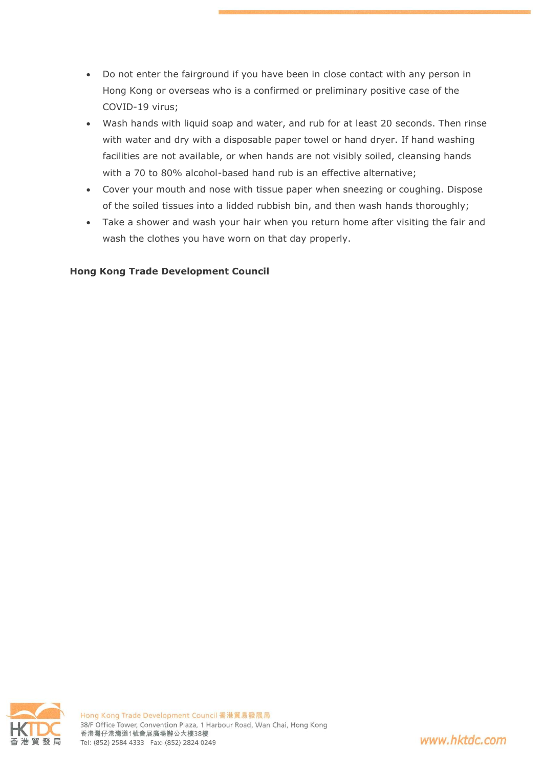- Do not enter the fairground if you have been in close contact with any person in Hong Kong or overseas who is a confirmed or preliminary positive case of the COVID-19 virus;
- Wash hands with liquid soap and water, and rub for at least 20 seconds. Then rinse with water and dry with a disposable paper towel or hand dryer. If hand washing facilities are not available, or when hands are not visibly soiled, cleansing hands with a 70 to 80% alcohol-based hand rub is an effective alternative;
- Cover your mouth and nose with tissue paper when sneezing or coughing. Dispose of the soiled tissues into a lidded rubbish bin, and then wash hands thoroughly;
- Take a shower and wash your hair when you return home after visiting the fair and wash the clothes you have worn on that day properly.

**Hong Kong Trade Development Council**